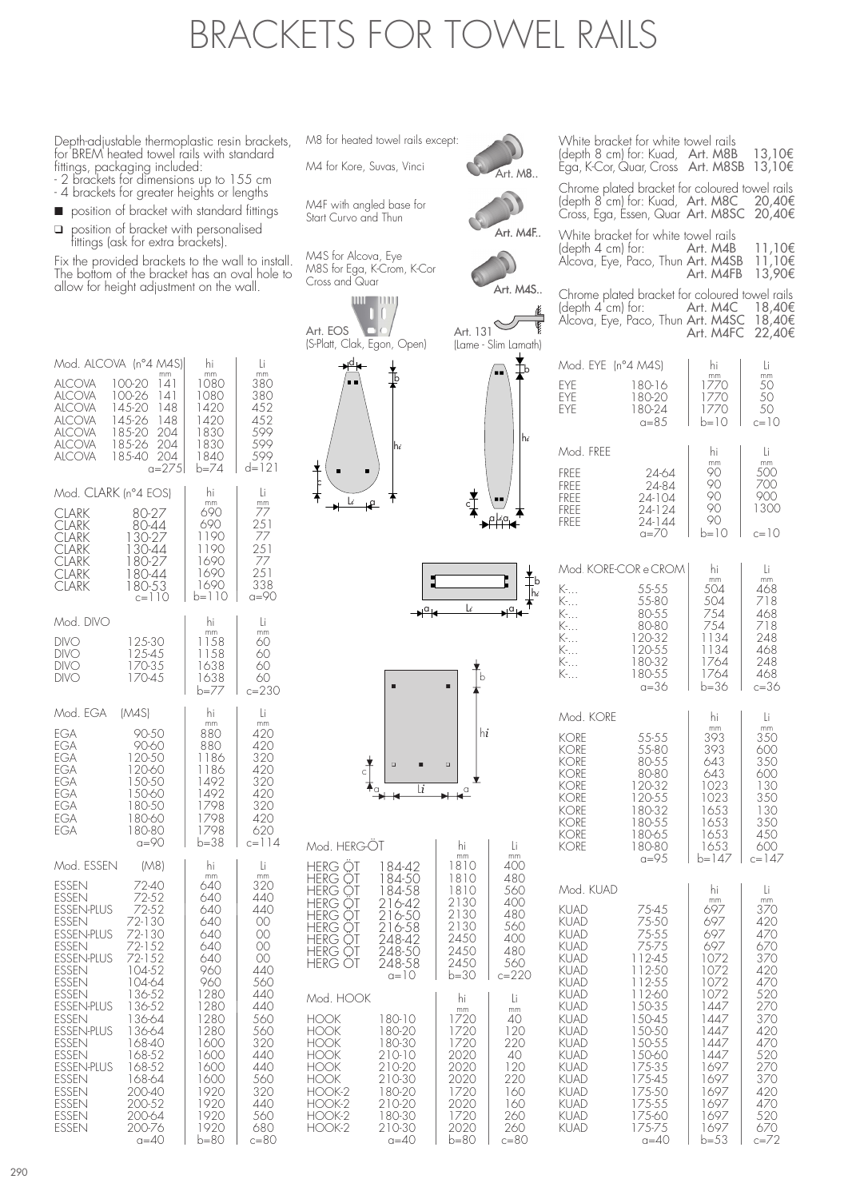# BRACKETS FOR TOWEL RAILS

Depth-adjustable thermoplastic resin brackets, for BREM heated towel rails with standard fittings, packaging included:

- 2 brackets for dimensions up to 155 cm
- 4 brackets for greater heights or lengths

■ position of bracket with standard fittings

□ position of bracket with personalised fittings (ask for extra brackets).

Fix the provided brackets to the wall to install. The bottom of the bracket has an oval hole to allow for height adjustment on the wall.

M8 for heated towel rails except:

M4 for Kore, Suvas, Vinci — Art. M8..

M4F with angled base for Start Curvo and Thun — Art. M4F..

M4S for Alcova, Eye
M8S for Ega, K-Crom, K-Cor Cross and Quar — Art. M4S..

Art. EOS (S-Platt, Clak, Egon, Open)

Art. 131 (Lame - Slim Lamath)

White bracket for white towel rails (depth 8 cm) for: Kuad, Ega, K-Cor, Quar, Cross — Art. M8B 13,10€ / Art. M8SB 13,10€

Chrome plated bracket for coloured towel rails (depth 8 cm) for: Kuad, Cross, Ega, Essen, Quar — Art. M8C 20,40€ / Art. M8SC 20,40€

White bracket for white towel rails (depth 4 cm) for: Alcova, Eye, Paco, Thun — Art. M4B 11,10€ / Art. M4SB 11,10€ / Art. M4FB 13,90€

Chrome plated bracket for coloured towel rails (depth 4 cm) for: Alcova, Eye, Paco, Thun — Art. M4C 18,40€ / Art. M4SC 18,40€ / Art. M4FC 22,40€

| Mod. ALCOVA (n°4 M4S) | | mm | hi mm | Li mm |
|---|---|---|---|---|
| ALCOVA | 100-20 | 141 | 1080 | 380 |
| ALCOVA | 100-26 | 141 | 1080 | 380 |
| ALCOVA | 145-20 | 148 | 1420 | 452 |
| ALCOVA | 145-26 | 148 | 1420 | 452 |
| ALCOVA | 185-20 | 204 | 1830 | 599 |
| ALCOVA | 185-26 | 204 | 1830 | 599 |
| ALCOVA | 185-40 | 204 | 1840 | 599 |
| | | a=275 | b=74 | d=121 |

| Mod. CLARK (n°4 EOS) | | hi mm | Li mm |
|---|---|---|---|
| CLARK | 80-27 | 690 | 77 |
| CLARK | 80-44 | 690 | 251 |
| CLARK | 130-27 | 1190 | 77 |
| CLARK | 130-44 | 1190 | 251 |
| CLARK | 180-27 | 1690 | 77 |
| CLARK | 180-44 | 1690 | 251 |
| CLARK | 180-53 | 1690 | 338 |
| | c=110 | b=110 | a=90 |

| Mod. DIVO | | hi mm | Li mm |
|---|---|---|---|
| DIVO | 125-30 | 1158 | 60 |
| DIVO | 125-45 | 1158 | 60 |
| DIVO | 170-35 | 1638 | 60 |
| DIVO | 170-45 | 1638 | 60 |
| | | b=77 | c=230 |

| Mod. EGA (M4S) | | hi mm | Li mm |
|---|---|---|---|
| EGA | 90-50 | 880 | 420 |
| EGA | 90-60 | 880 | 420 |
| EGA | 120-50 | 1186 | 320 |
| EGA | 120-60 | 1186 | 420 |
| EGA | 150-50 | 1492 | 320 |
| EGA | 150-60 | 1492 | 420 |
| EGA | 180-50 | 1798 | 320 |
| EGA | 180-60 | 1798 | 420 |
| EGA | 180-80 | 1798 | 620 |
| | a=90 | b=38 | c=114 |

| Mod. ESSEN (M8) | | hi mm | Li mm |
|---|---|---|---|
| ESSEN | 72-40 | 640 | 320 |
| ESSEN | 72-52 | 640 | 440 |
| ESSEN-PLUS | 72-52 | 640 | 440 |
| ESSEN | 72-130 | 640 | 00 |
| ESSEN-PLUS | 72-130 | 640 | 00 |
| ESSEN | 72-152 | 640 | 00 |
| ESSEN-PLUS | 72-152 | 640 | 00 |
| ESSEN | 104-52 | 960 | 440 |
| ESSEN | 104-64 | 960 | 560 |
| ESSEN | 136-52 | 1280 | 440 |
| ESSEN-PLUS | 136-52 | 1280 | 440 |
| ESSEN | 136-64 | 1280 | 560 |
| ESSEN-PLUS | 136-64 | 1280 | 560 |
| ESSEN | 168-40 | 1600 | 320 |
| ESSEN | 168-52 | 1600 | 440 |
| ESSEN-PLUS | 168-52 | 1600 | 440 |
| ESSEN | 168-64 | 1600 | 560 |
| ESSEN | 200-40 | 1920 | 320 |
| ESSEN | 200-52 | 1920 | 440 |
| ESSEN | 200-64 | 1920 | 560 |
| ESSEN | 200-76 | 1920 | 680 |
| | a=40 | b=80 | c=80 |

| Mod. HERG-ÖT | | hi mm | Li mm |
|---|---|---|---|
| HERG ÖT | 184-42 | 1810 | 400 |
| HERG ÖT | 184-50 | 1810 | 480 |
| HERG ÖT | 184-58 | 1810 | 560 |
| HERG ÖT | 216-42 | 2130 | 400 |
| HERG ÖT | 216-50 | 2130 | 480 |
| HERG ÖT | 216-58 | 2130 | 560 |
| HERG ÖT | 248-42 | 2450 | 400 |
| HERG ÖT | 248-50 | 2450 | 480 |
| HERG ÖT | 248-58 | 2450 | 560 |
| | a=10 | b=30 | c=220 |

| Mod. HOOK | | hi mm | Li mm |
|---|---|---|---|
| HOOK | 180-10 | 1720 | 40 |
| HOOK | 180-20 | 1720 | 120 |
| HOOK | 180-30 | 1720 | 220 |
| HOOK | 210-10 | 2020 | 40 |
| HOOK | 210-20 | 2020 | 120 |
| HOOK | 210-30 | 2020 | 220 |
| HOOK-2 | 180-20 | 1720 | 160 |
| HOOK-2 | 210-20 | 2020 | 160 |
| HOOK-2 | 180-30 | 1720 | 260 |
| HOOK-2 | 210-30 | 2020 | 260 |
| | a=40 | b=80 | c=80 |

| Mod. EYE (n°4 M4S) | | hi mm | Li mm |
|---|---|---|---|
| EYE | 180-16 | 1770 | 50 |
| EYE | 180-20 | 1770 | 50 |
| EYE | 180-24 | 1770 | 50 |
| | a=85 | b=10 | c=10 |

| Mod. FREE | | hi mm | Li mm |
|---|---|---|---|
| FREE | 24-64 | 90 | 500 |
| FREE | 24-84 | 90 | 700 |
| FREE | 24-104 | 90 | 900 |
| FREE | 24-124 | 90 | 1300 |
| FREE | 24-144 | 90 | |
| | a=70 | b=10 | c=10 |

| Mod. KORE-COR e CROM | | hi mm | Li mm |
|---|---|---|---|
| K-... | 55-55 | 504 | 468 |
| K-... | 55-80 | 504 | 718 |
| K-... | 80-55 | 754 | 468 |
| K-... | 80-80 | 754 | 718 |
| K-... | 120-32 | 1134 | 248 |
| K-... | 120-55 | 1134 | 468 |
| K-... | 180-32 | 1764 | 248 |
| K-... | 180-55 | 1764 | 468 |
| | a=36 | b=36 | c=36 |

| Mod. KORE | | hi mm | Li mm |
|---|---|---|---|
| KORE | 55-55 | 393 | 350 |
| KORE | 55-80 | 393 | 600 |
| KORE | 80-55 | 643 | 350 |
| KORE | 80-80 | 643 | 600 |
| KORE | 120-32 | 1023 | 130 |
| KORE | 120-55 | 1023 | 350 |
| KORE | 180-32 | 1653 | 130 |
| KORE | 180-55 | 1653 | 350 |
| KORE | 180-65 | 1653 | 450 |
| KORE | 180-80 | 1653 | 600 |
| | a=95 | b=147 | c=147 |

| Mod. KUAD | | hi mm | Li mm |
|---|---|---|---|
| KUAD | 75-45 | 697 | 370 |
| KUAD | 75-50 | 697 | 420 |
| KUAD | 75-55 | 697 | 470 |
| KUAD | 75-75 | 697 | 670 |
| KUAD | 112-45 | 1072 | 370 |
| KUAD | 112-50 | 1072 | 420 |
| KUAD | 112-55 | 1072 | 470 |
| KUAD | 112-60 | 1072 | 520 |
| KUAD | 150-35 | 1447 | 270 |
| KUAD | 150-45 | 1447 | 370 |
| KUAD | 150-50 | 1447 | 420 |
| KUAD | 150-55 | 1447 | 470 |
| KUAD | 150-60 | 1447 | 520 |
| KUAD | 175-35 | 1697 | 270 |
| KUAD | 175-45 | 1697 | 370 |
| KUAD | 175-50 | 1697 | 420 |
| KUAD | 175-55 | 1697 | 470 |
| KUAD | 175-60 | 1697 | 520 |
| KUAD | 175-75 | 1697 | 670 |
| | a=40 | b=53 | c=72 |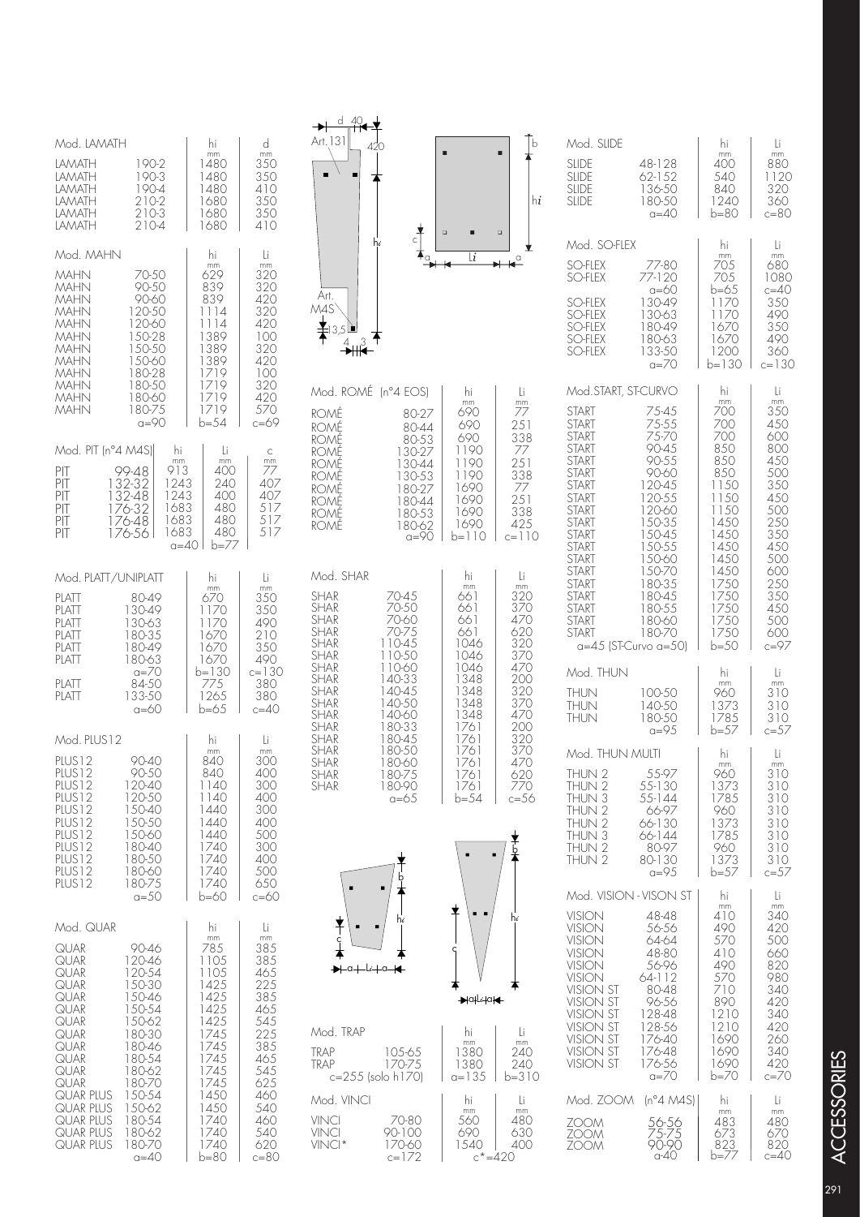| Mod. LAMATH | | hi mm | d mm |
|---|---|---|---|
| LAMATH | 190-2 | 1480 | 350 |
| LAMATH | 190-3 | 1480 | 350 |
| LAMATH | 190-4 | 1480 | 410 |
| LAMATH | 210-2 | 1680 | 350 |
| LAMATH | 210-3 | 1680 | 350 |
| LAMATH | 210-4 | 1680 | 410 |

| Mod. MAHN | | hi mm | Li mm |
|---|---|---|---|
| MAHN | 70-50 | 629 | 320 |
| MAHN | 90-50 | 839 | 320 |
| MAHN | 90-60 | 839 | 420 |
| MAHN | 120-50 | 1114 | 320 |
| MAHN | 120-60 | 1114 | 420 |
| MAHN | 150-28 | 1389 | 100 |
| MAHN | 150-50 | 1389 | 320 |
| MAHN | 150-60 | 1389 | 420 |
| MAHN | 180-28 | 1719 | 100 |
| MAHN | 180-50 | 1719 | 320 |
| MAHN | 180-60 | 1719 | 420 |
| MAHN | 180-75 | 1719 | 570 |
| | a=90 | b=54 | c=69 |

| Mod. PIT (n°4 M4S) | | hi mm | Li mm | c mm |
|---|---|---|---|---|
| PIT | 99-48 | 913 | 400 | 77 |
| PIT | 132-32 | 1243 | 240 | 407 |
| PIT | 132-48 | 1243 | 400 | 407 |
| PIT | 176-32 | 1683 | 480 | 517 |
| PIT | 176-48 | 1683 | 480 | 517 |
| PIT | 176-56 | 1683 | 480 | 517 |
| | | a=40 | b=77 | |

| Mod. PLATT/UNIPLATT | | hi mm | Li mm |
|---|---|---|---|
| PLATT | 80-49 | 670 | 350 |
| PLATT | 130-49 | 1170 | 350 |
| PLATT | 130-63 | 1170 | 490 |
| PLATT | 180-35 | 1670 | 210 |
| PLATT | 180-49 | 1670 | 350 |
| PLATT | 180-63 | 1670 | 490 |
| | a=70 | b=130 | c=130 |
| PLATT | 84-50 | 775 | 380 |
| PLATT | 133-50 | 1265 | 380 |
| | a=60 | b=65 | c=40 |

| Mod. PLUS12 | | hi mm | Li mm |
|---|---|---|---|
| PLUS12 | 90-40 | 840 | 300 |
| PLUS12 | 90-50 | 840 | 400 |
| PLUS12 | 120-40 | 1140 | 300 |
| PLUS12 | 120-50 | 1140 | 400 |
| PLUS12 | 150-40 | 1440 | 300 |
| PLUS12 | 150-50 | 1440 | 400 |
| PLUS12 | 150-60 | 1440 | 500 |
| PLUS12 | 180-40 | 1740 | 300 |
| PLUS12 | 180-50 | 1740 | 400 |
| PLUS12 | 180-60 | 1740 | 500 |
| PLUS12 | 180-75 | 1740 | 650 |
| | a=50 | b=60 | c=60 |

| Mod. QUAR | | hi mm | Li mm |
|---|---|---|---|
| QUAR | 90-46 | 785 | 385 |
| QUAR | 120-46 | 1105 | 385 |
| QUAR | 120-54 | 1105 | 465 |
| QUAR | 150-30 | 1425 | 225 |
| QUAR | 150-46 | 1425 | 385 |
| QUAR | 150-54 | 1425 | 465 |
| QUAR | 150-62 | 1425 | 545 |
| QUAR | 180-30 | 1745 | 225 |
| QUAR | 180-46 | 1745 | 385 |
| QUAR | 180-54 | 1745 | 465 |
| QUAR | 180-62 | 1745 | 545 |
| QUAR | 180-70 | 1745 | 625 |
| QUAR PLUS | 150-54 | 1450 | 460 |
| QUAR PLUS | 150-62 | 1450 | 540 |
| QUAR PLUS | 180-54 | 1740 | 460 |
| QUAR PLUS | 180-62 | 1740 | 540 |
| QUAR PLUS | 180-70 | 1740 | 620 |
| | a=40 | b=80 | c=80 |

d 40
Art.131
420
b
hi
hi
c
a
Li
a
Art. M4S
13,5
4 3

| Mod. ROMÉ (n°4 EOS) | | hi mm | Li mm |
|---|---|---|---|
| ROMÉ | 80-27 | 690 | 77 |
| ROMÉ | 80-44 | 690 | 251 |
| ROMÉ | 80-53 | 690 | 338 |
| ROMÉ | 130-27 | 1190 | 77 |
| ROMÉ | 130-44 | 1190 | 251 |
| ROMÉ | 130-53 | 1190 | 338 |
| ROMÉ | 180-27 | 1690 | 77 |
| ROMÉ | 180-44 | 1690 | 251 |
| ROMÉ | 180-53 | 1690 | 338 |
| ROMÉ | 180-62 | 1690 | 425 |
| | a=90 | b=110 | c=110 |

| Mod. SHAR | | hi mm | Li mm |
|---|---|---|---|
| SHAR | 70-45 | 661 | 320 |
| SHAR | 70-50 | 661 | 370 |
| SHAR | 70-60 | 661 | 470 |
| SHAR | 70-75 | 661 | 620 |
| SHAR | 110-45 | 1046 | 320 |
| SHAR | 110-50 | 1046 | 370 |
| SHAR | 110-60 | 1046 | 470 |
| SHAR | 140-33 | 1348 | 200 |
| SHAR | 140-45 | 1348 | 320 |
| SHAR | 140-50 | 1348 | 370 |
| SHAR | 140-60 | 1348 | 470 |
| SHAR | 180-33 | 1761 | 200 |
| SHAR | 180-45 | 1761 | 320 |
| SHAR | 180-50 | 1761 | 370 |
| SHAR | 180-60 | 1761 | 470 |
| SHAR | 180-75 | 1761 | 620 |
| SHAR | 180-90 | 1761 | 770 |
| | a=65 | b=54 | c=56 |

b
hi
c
a Li a
b
hi
c
a Li a

| Mod. TRAP | | hi mm | Li mm |
|---|---|---|---|
| TRAP | 105-65 | 1380 | 240 |
| TRAP | 170-75 | 1380 | 240 |
| | c=255 (solo h170) | a=135 | b=310 |

| Mod. VINCI | | hi mm | Li mm |
|---|---|---|---|
| VINCI | 70-80 | 560 | 480 |
| VINCI | 90-100 | 690 | 630 |
| VINCI* | 170-60 | 1540 | 400 |
| | c=172 | c*=420 | |

| Mod. SLIDE | | hi mm | Li mm |
|---|---|---|---|
| SLIDE | 48-128 | 400 | 880 |
| SLIDE | 62-152 | 540 | 1120 |
| SLIDE | 136-50 | 840 | 320 |
| SLIDE | 180-50 | 1240 | 360 |
| | a=40 | b=80 | c=80 |

| Mod. SO-FLEX | | hi mm | Li mm |
|---|---|---|---|
| SO-FLEX | 77-80 | 705 | 680 |
| SO-FLEX | 77-120 | 705 | 1080 |
| | a=60 | b=65 | c=40 |
| SO-FLEX | 130-49 | 1170 | 350 |
| SO-FLEX | 130-63 | 1170 | 490 |
| SO-FLEX | 180-49 | 1670 | 350 |
| SO-FLEX | 180-63 | 1670 | 490 |
| SO-FLEX | 133-50 | 1200 | 360 |
| | a=70 | b=130 | c=130 |

| Mod.START, ST-CURVO | | hi mm | Li mm |
|---|---|---|---|
| START | 75-45 | 700 | 350 |
| START | 75-55 | 700 | 450 |
| START | 75-70 | 700 | 600 |
| START | 90-45 | 850 | 800 |
| START | 90-55 | 850 | 450 |
| START | 90-60 | 850 | 500 |
| START | 120-45 | 1150 | 350 |
| START | 120-55 | 1150 | 450 |
| START | 120-60 | 1150 | 500 |
| START | 150-35 | 1450 | 250 |
| START | 150-45 | 1450 | 350 |
| START | 150-55 | 1450 | 450 |
| START | 150-60 | 1450 | 500 |
| START | 150-70 | 1450 | 600 |
| START | 180-35 | 1750 | 250 |
| START | 180-45 | 1750 | 350 |
| START | 180-55 | 1750 | 450 |
| START | 180-60 | 1750 | 500 |
| START | 180-70 | 1750 | 600 |
| a=45 (ST-Curvo a=50) | | b=50 | c=97 |

| Mod. THUN | | hi mm | Li mm |
|---|---|---|---|
| THUN | 100-50 | 960 | 310 |
| THUN | 140-50 | 1373 | 310 |
| THUN | 180-50 | 1785 | 310 |
| | a=95 | b=57 | c=57 |

| Mod. THUN MULTI | | hi mm | Li mm |
|---|---|---|---|
| THUN 2 | 55-97 | 960 | 310 |
| THUN 2 | 55-130 | 1373 | 310 |
| THUN 3 | 55-144 | 1785 | 310 |
| THUN 2 | 66-97 | 960 | 310 |
| THUN 2 | 66-130 | 1373 | 310 |
| THUN 3 | 66-144 | 1785 | 310 |
| THUN 2 | 80-97 | 960 | 310 |
| THUN 2 | 80-130 | 1373 | 310 |
| | a=95 | b=57 | c=57 |

| Mod. VISION - VISON ST | | hi mm | Li mm |
|---|---|---|---|
| VISION | 48-48 | 410 | 340 |
| VISION | 56-56 | 490 | 420 |
| VISION | 64-64 | 570 | 500 |
| VISION | 48-80 | 410 | 660 |
| VISION | 56-96 | 490 | 820 |
| VISION | 64-112 | 570 | 980 |
| VISION ST | 80-48 | 710 | 340 |
| VISION ST | 96-56 | 890 | 420 |
| VISION ST | 128-48 | 1210 | 340 |
| VISION ST | 128-56 | 1210 | 420 |
| VISION ST | 176-40 | 1690 | 260 |
| VISION ST | 176-48 | 1690 | 340 |
| VISION ST | 176-56 | 1690 | 420 |
| | a=70 | b=70 | c=70 |

| Mod. ZOOM | (n°4 M4S) | hi mm | Li mm |
|---|---|---|---|
| ZOOM | 56-56 | 483 | 480 |
| ZOOM | 75-75 | 673 | 670 |
| ZOOM | 90-90 | 823 | 820 |
| | a-40 | b=77 | c=40 |

ACCESSORIES